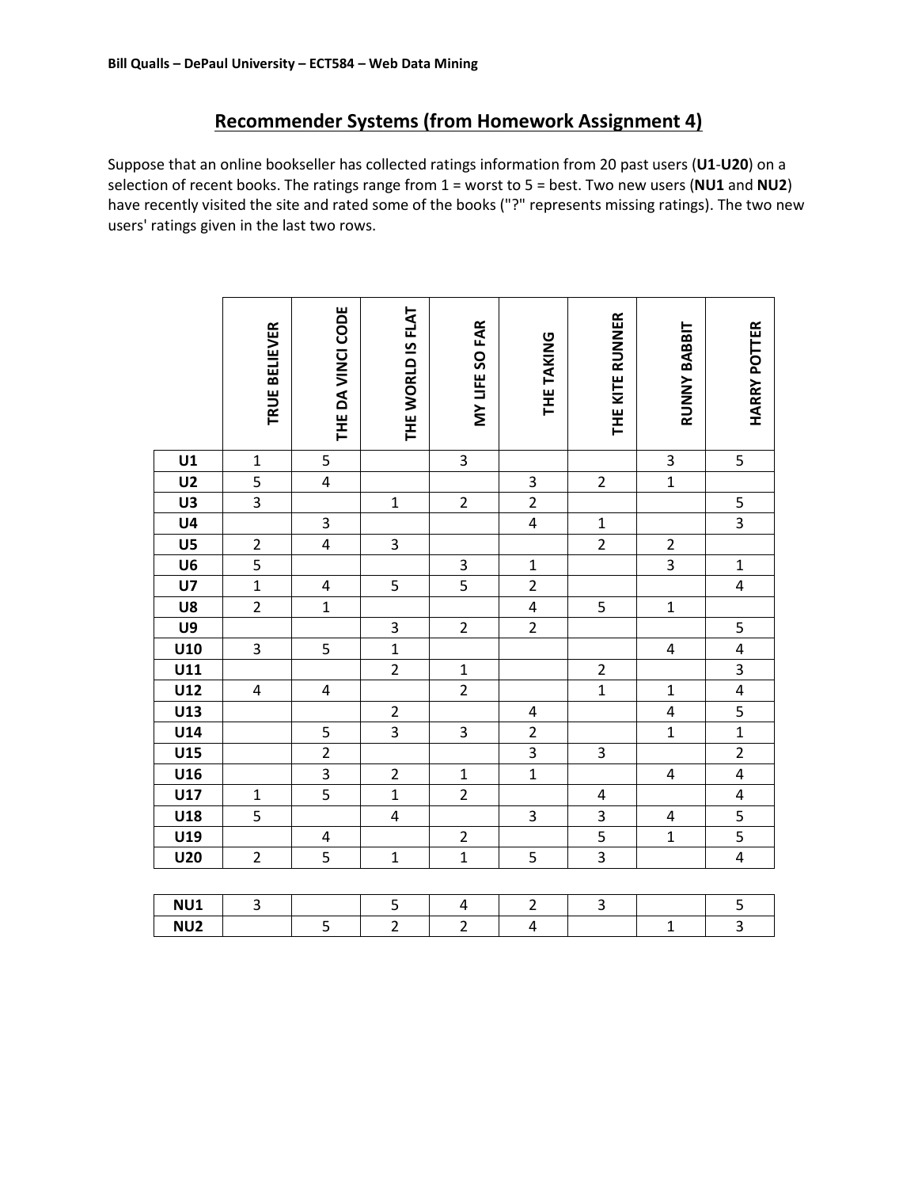Bill Qualls – DePaul University – ECT584 – Web Data Mining

# Recommender Systems (from Homework Assignment 4)

Suppose that an online bookseller has collected ratings information from 20 past users (**U1**-**U20**) on a selection of recent books. The ratings range from 1 = worst to 5 = best. Two new users (**NU1** and **NU2**) have recently visited the site and rated some of the books ("?" represents missing ratings). The two new users' ratings given in the last two rows.

| | TRUE BELIEVER | THE DA VINCI CODE | THE WORLD IS FLAT | MY LIFE SO FAR | THE TAKING | THE KITE RUNNER | RUNNY BABBIT | HARRY POTTER |
|---|---|---|---|---|---|---|---|---|
| **U1** | 1 | 5 | | 3 | | | 3 | 5 |
| **U2** | 5 | 4 | | | 3 | 2 | 1 | |
| **U3** | 3 | | 1 | 2 | 2 | | | 5 |
| **U4** | | 3 | | | 4 | 1 | | 3 |
| **U5** | 2 | 4 | 3 | | | 2 | 2 | |
| **U6** | 5 | | | 3 | 1 | | 3 | 1 |
| **U7** | 1 | 4 | 5 | 5 | 2 | | | 4 |
| **U8** | 2 | 1 | | | 4 | 5 | 1 | |
| **U9** | | | 3 | 2 | 2 | | | 5 |
| **U10** | 3 | 5 | 1 | | | | 4 | 4 |
| **U11** | | | 2 | 1 | | 2 | | 3 |
| **U12** | 4 | 4 | | 2 | | 1 | 1 | 4 |
| **U13** | | | 2 | | 4 | | 4 | 5 |
| **U14** | | 5 | 3 | 3 | 2 | | 1 | 1 |
| **U15** | | 2 | | | 3 | 3 | | 2 |
| **U16** | | 3 | 2 | 1 | 1 | | 4 | 4 |
| **U17** | 1 | 5 | 1 | 2 | | 4 | | 4 |
| **U18** | 5 | | 4 | | 3 | 3 | 4 | 5 |
| **U19** | | 4 | | 2 | | 5 | 1 | 5 |
| **U20** | 2 | 5 | 1 | 1 | 5 | 3 | | 4 |
| **NU1** | 3 | | 5 | 4 | 2 | 3 | | 5 |
| **NU2** | | 5 | 2 | 2 | 4 | | 1 | 3 |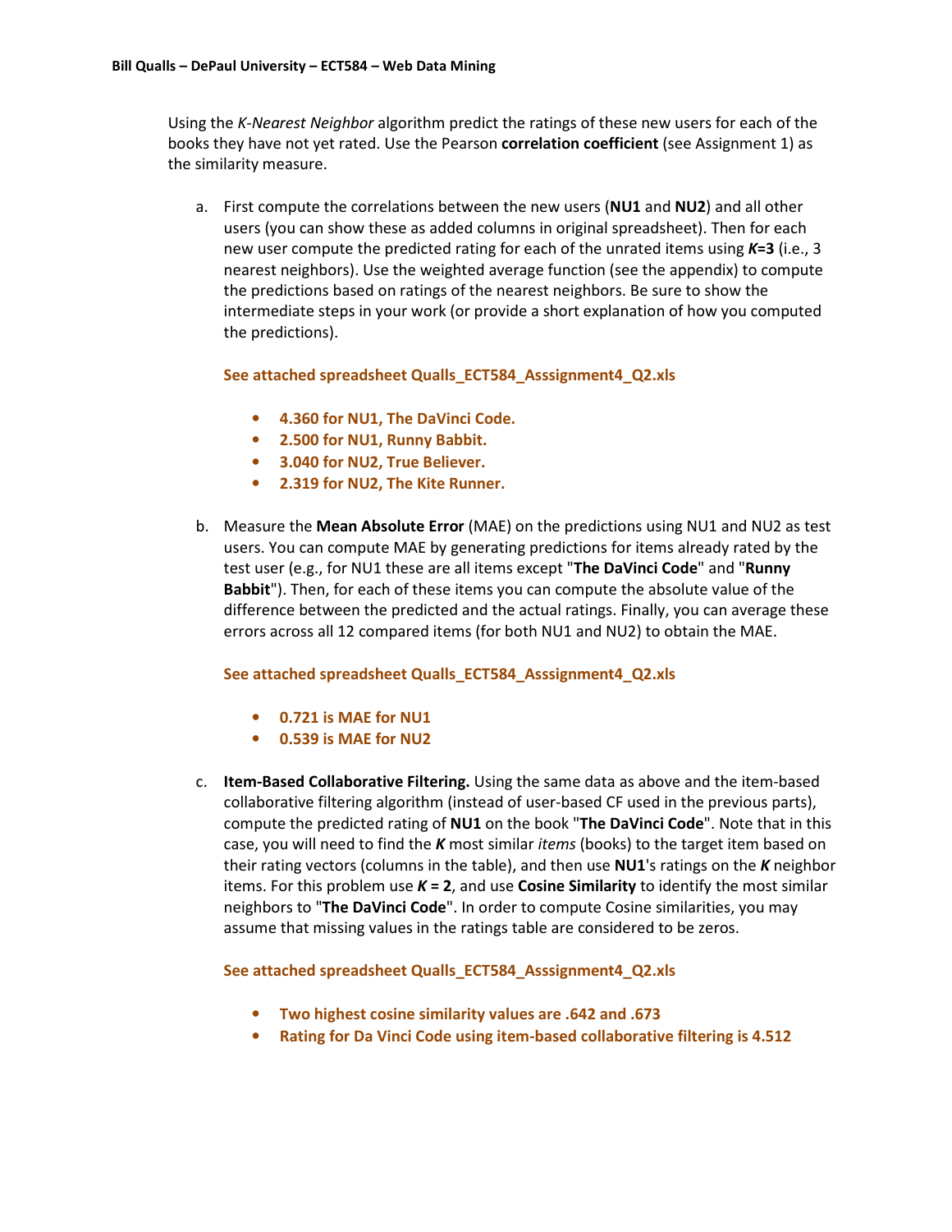Using the *K-Nearest Neighbor* algorithm predict the ratings of these new users for each of the books they have not yet rated. Use the Pearson **correlation coefficient** (see Assignment 1) as the similarity measure.

a. First compute the correlations between the new users (**NU1** and **NU2**) and all other users (you can show these as added columns in original spreadsheet). Then for each new user compute the predicted rating for each of the unrated items using ***K*=3** (i.e., 3 nearest neighbors). Use the weighted average function (see the appendix) to compute the predictions based on ratings of the nearest neighbors. Be sure to show the intermediate steps in your work (or provide a short explanation of how you computed the predictions).

   **See attached spreadsheet Qualls_ECT584_Asssignment4_Q2.xls**

   - **4.360 for NU1, The DaVinci Code.**
   - **2.500 for NU1, Runny Babbit.**
   - **3.040 for NU2, True Believer.**
   - **2.319 for NU2, The Kite Runner.**

b. Measure the **Mean Absolute Error** (MAE) on the predictions using NU1 and NU2 as test users. You can compute MAE by generating predictions for items already rated by the test user (e.g., for NU1 these are all items except "**The DaVinci Code**" and "**Runny Babbit**"). Then, for each of these items you can compute the absolute value of the difference between the predicted and the actual ratings. Finally, you can average these errors across all 12 compared items (for both NU1 and NU2) to obtain the MAE.

   **See attached spreadsheet Qualls_ECT584_Asssignment4_Q2.xls**

   - **0.721 is MAE for NU1**
   - **0.539 is MAE for NU2**

c. **Item-Based Collaborative Filtering.** Using the same data as above and the item-based collaborative filtering algorithm (instead of user-based CF used in the previous parts), compute the predicted rating of **NU1** on the book "**The DaVinci Code**". Note that in this case, you will need to find the ***K*** most similar *items* (books) to the target item based on their rating vectors (columns in the table), and then use **NU1**'s ratings on the ***K*** neighbor items. For this problem use ***K* = 2**, and use **Cosine Similarity** to identify the most similar neighbors to "**The DaVinci Code**". In order to compute Cosine similarities, you may assume that missing values in the ratings table are considered to be zeros.

   **See attached spreadsheet Qualls_ECT584_Asssignment4_Q2.xls**

   - **Two highest cosine similarity values are .642 and .673**
   - **Rating for Da Vinci Code using item-based collaborative filtering is 4.512**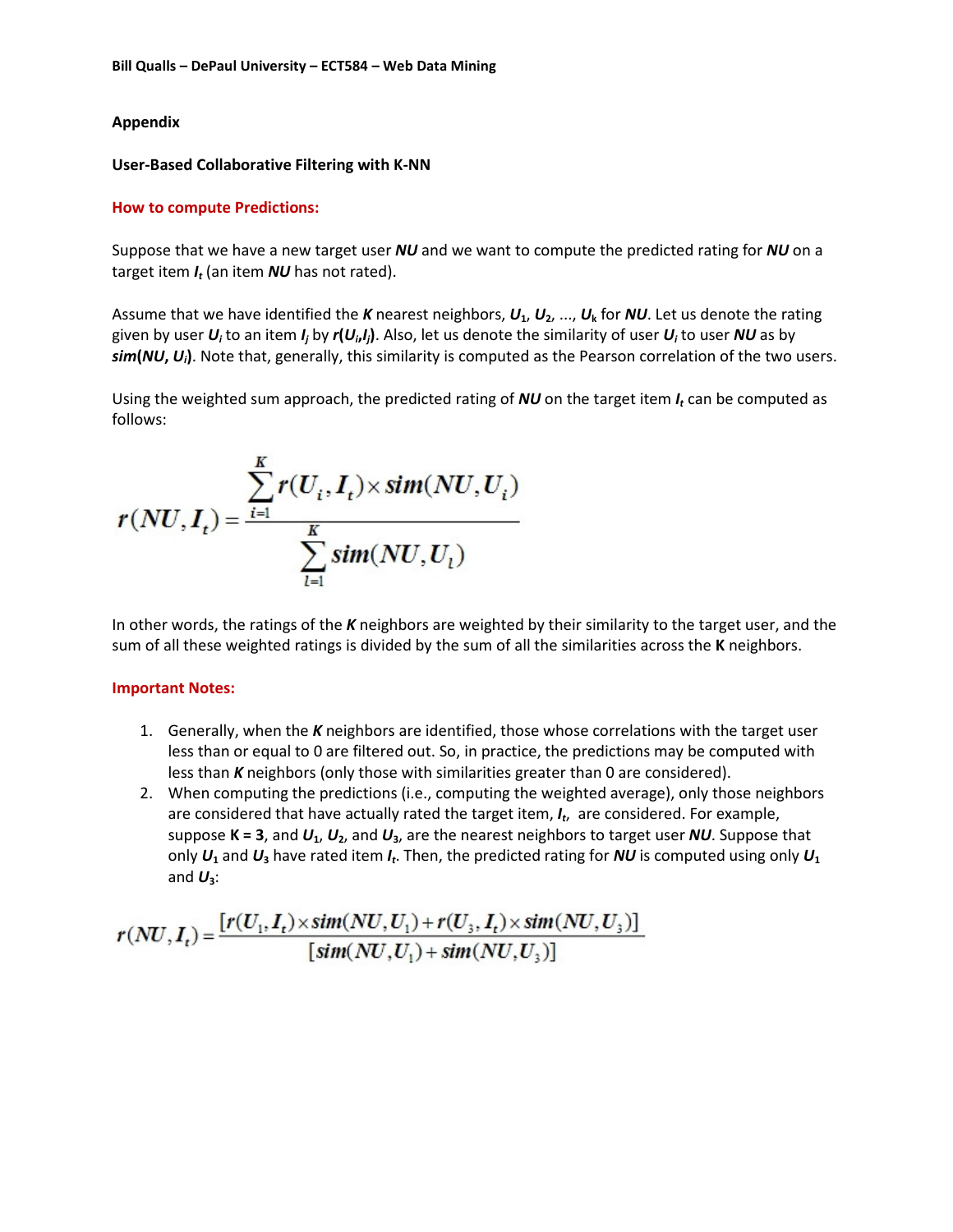**Appendix**

**User-Based Collaborative Filtering with K-NN**

**How to compute Predictions:**

Suppose that we have a new target user ***NU*** and we want to compute the predicted rating for ***NU*** on a target item $I_t$ (an item ***NU*** has not rated).

Assume that we have identified the ***K*** nearest neighbors, $U_1$, $U_2$, ..., $U_k$ for ***NU***. Let us denote the rating given by user $U_i$ to an item $I_j$ by $r(U_i, I_j)$. Also, let us denote the similarity of user $U_i$ to user ***NU*** as by $sim(NU, U_i)$. Note that, generally, this similarity is computed as the Pearson correlation of the two users.

Using the weighted sum approach, the predicted rating of ***NU*** on the target item $I_t$ can be computed as follows:

$$r(NU, I_t) = \frac{\sum_{i=1}^{K} r(U_i, I_t) \times sim(NU, U_i)}{\sum_{l=1}^{K} sim(NU, U_l)}$$

In other words, the ratings of the ***K*** neighbors are weighted by their similarity to the target user, and the sum of all these weighted ratings is divided by the sum of all the similarities across the **K** neighbors.

**Important Notes:**

1. Generally, when the ***K*** neighbors are identified, those whose correlations with the target user less than or equal to 0 are filtered out. So, in practice, the predictions may be computed with less than ***K*** neighbors (only those with similarities greater than 0 are considered).
2. When computing the predictions (i.e., computing the weighted average), only those neighbors are considered that have actually rated the target item, $I_t$, are considered. For example, suppose **K = 3**, and $U_1$, $U_2$, and $U_3$, are the nearest neighbors to target user ***NU***. Suppose that only $U_1$ and $U_3$ have rated item $I_t$. Then, the predicted rating for ***NU*** is computed using only $U_1$ and $U_3$:

$$r(NU, I_t) = \frac{[r(U_1, I_t) \times sim(NU, U_1) + r(U_3, I_t) \times sim(NU, U_3)]}{[sim(NU, U_1) + sim(NU, U_3)]}$$